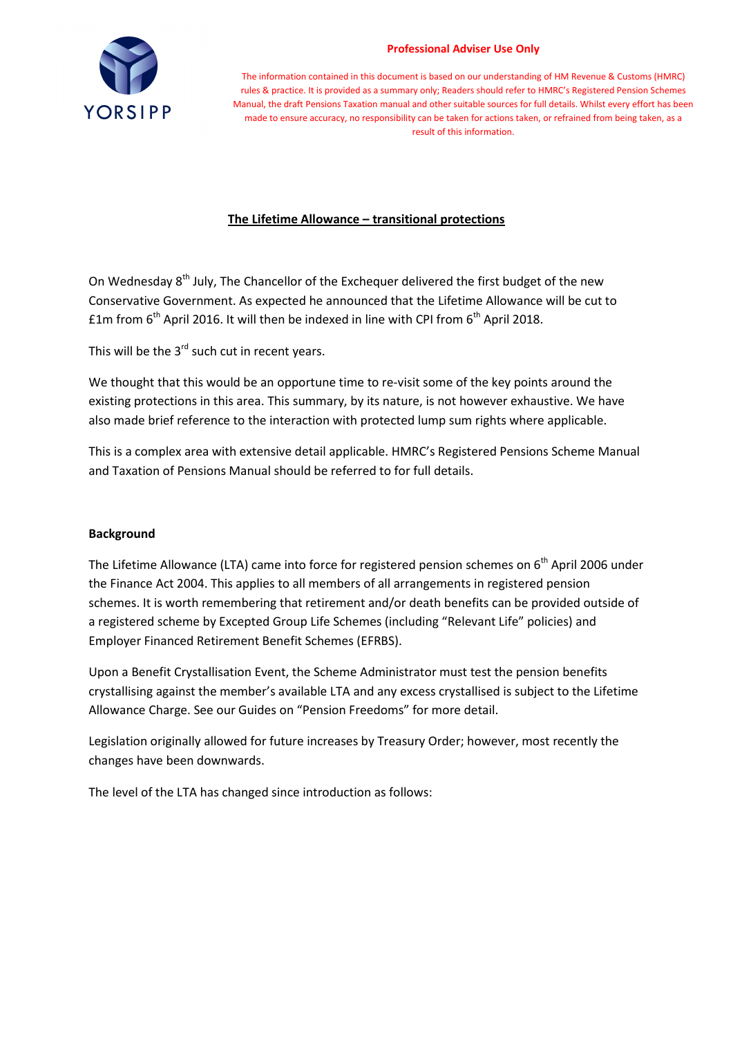**Professional Adviser Use Only**

The information contained in this document is based on our understanding of HM Revenue & Customs (HMRC) rules & practice. It is provided as a summary only; Readers should refer to HMRC's Registered Pension Schemes Manual, the draft Pensions Taxation manual and other suitable sources for full details. Whilst every effort has been made to ensure accuracy, no responsibility can be taken for actions taken, or refrained from being taken, as a result of this information.

# The Lifetime Allowance – transitional protections

On Wednesday 8th July, The Chancellor of the Exchequer delivered the first budget of the new Conservative Government. As expected he announced that the Lifetime Allowance will be cut to £1m from 6th April 2016. It will then be indexed in line with CPI from 6th April 2018.

This will be the 3rd such cut in recent years.

We thought that this would be an opportune time to re-visit some of the key points around the existing protections in this area. This summary, by its nature, is not however exhaustive. We have also made brief reference to the interaction with protected lump sum rights where applicable.

This is a complex area with extensive detail applicable. HMRC's Registered Pensions Scheme Manual and Taxation of Pensions Manual should be referred to for full details.

## Background

The Lifetime Allowance (LTA) came into force for registered pension schemes on 6th April 2006 under the Finance Act 2004. This applies to all members of all arrangements in registered pension schemes. It is worth remembering that retirement and/or death benefits can be provided outside of a registered scheme by Excepted Group Life Schemes (including "Relevant Life" policies) and Employer Financed Retirement Benefit Schemes (EFRBS).

Upon a Benefit Crystallisation Event, the Scheme Administrator must test the pension benefits crystallising against the member's available LTA and any excess crystallised is subject to the Lifetime Allowance Charge. See our Guides on "Pension Freedoms" for more detail.

Legislation originally allowed for future increases by Treasury Order; however, most recently the changes have been downwards.

The level of the LTA has changed since introduction as follows: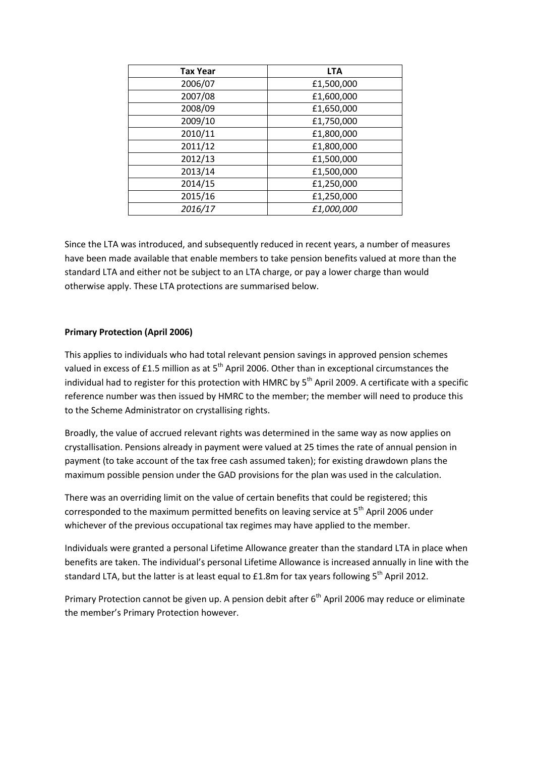| Tax Year | LTA |
|---|---|
| 2006/07 | £1,500,000 |
| 2007/08 | £1,600,000 |
| 2008/09 | £1,650,000 |
| 2009/10 | £1,750,000 |
| 2010/11 | £1,800,000 |
| 2011/12 | £1,800,000 |
| 2012/13 | £1,500,000 |
| 2013/14 | £1,500,000 |
| 2014/15 | £1,250,000 |
| 2015/16 | £1,250,000 |
| *2016/17* | *£1,000,000* |

Since the LTA was introduced, and subsequently reduced in recent years, a number of measures have been made available that enable members to take pension benefits valued at more than the standard LTA and either not be subject to an LTA charge, or pay a lower charge than would otherwise apply. These LTA protections are summarised below.

**Primary Protection (April 2006)**

This applies to individuals who had total relevant pension savings in approved pension schemes valued in excess of £1.5 million as at 5th April 2006. Other than in exceptional circumstances the individual had to register for this protection with HMRC by 5th April 2009. A certificate with a specific reference number was then issued by HMRC to the member; the member will need to produce this to the Scheme Administrator on crystallising rights.

Broadly, the value of accrued relevant rights was determined in the same way as now applies on crystallisation. Pensions already in payment were valued at 25 times the rate of annual pension in payment (to take account of the tax free cash assumed taken); for existing drawdown plans the maximum possible pension under the GAD provisions for the plan was used in the calculation.

There was an overriding limit on the value of certain benefits that could be registered; this corresponded to the maximum permitted benefits on leaving service at 5th April 2006 under whichever of the previous occupational tax regimes may have applied to the member.

Individuals were granted a personal Lifetime Allowance greater than the standard LTA in place when benefits are taken. The individual's personal Lifetime Allowance is increased annually in line with the standard LTA, but the latter is at least equal to £1.8m for tax years following 5th April 2012.

Primary Protection cannot be given up. A pension debit after 6th April 2006 may reduce or eliminate the member's Primary Protection however.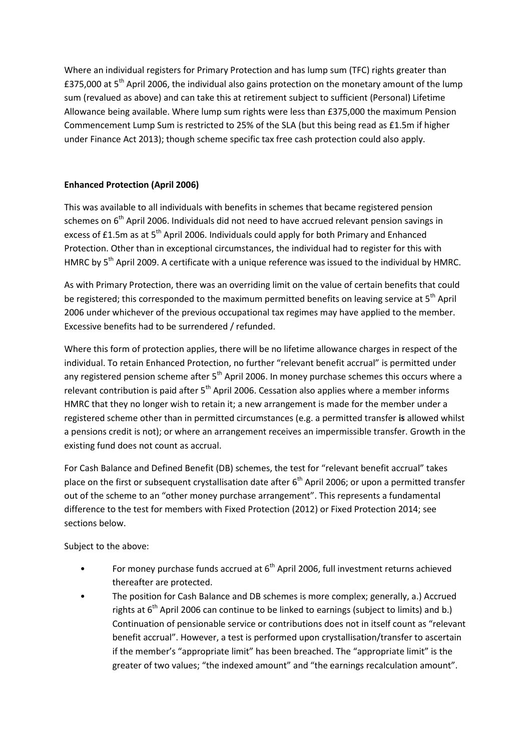Where an individual registers for Primary Protection and has lump sum (TFC) rights greater than £375,000 at 5th April 2006, the individual also gains protection on the monetary amount of the lump sum (revalued as above) and can take this at retirement subject to sufficient (Personal) Lifetime Allowance being available. Where lump sum rights were less than £375,000 the maximum Pension Commencement Lump Sum is restricted to 25% of the SLA (but this being read as £1.5m if higher under Finance Act 2013); though scheme specific tax free cash protection could also apply.

**Enhanced Protection (April 2006)**

This was available to all individuals with benefits in schemes that became registered pension schemes on 6th April 2006. Individuals did not need to have accrued relevant pension savings in excess of £1.5m as at 5th April 2006. Individuals could apply for both Primary and Enhanced Protection. Other than in exceptional circumstances, the individual had to register for this with HMRC by 5th April 2009. A certificate with a unique reference was issued to the individual by HMRC.

As with Primary Protection, there was an overriding limit on the value of certain benefits that could be registered; this corresponded to the maximum permitted benefits on leaving service at 5th April 2006 under whichever of the previous occupational tax regimes may have applied to the member. Excessive benefits had to be surrendered / refunded.

Where this form of protection applies, there will be no lifetime allowance charges in respect of the individual. To retain Enhanced Protection, no further "relevant benefit accrual" is permitted under any registered pension scheme after 5th April 2006. In money purchase schemes this occurs where a relevant contribution is paid after 5th April 2006. Cessation also applies where a member informs HMRC that they no longer wish to retain it; a new arrangement is made for the member under a registered scheme other than in permitted circumstances (e.g. a permitted transfer **is** allowed whilst a pensions credit is not); or where an arrangement receives an impermissible transfer. Growth in the existing fund does not count as accrual.

For Cash Balance and Defined Benefit (DB) schemes, the test for "relevant benefit accrual" takes place on the first or subsequent crystallisation date after 6th April 2006; or upon a permitted transfer out of the scheme to an "other money purchase arrangement". This represents a fundamental difference to the test for members with Fixed Protection (2012) or Fixed Protection 2014; see sections below.

Subject to the above:

- For money purchase funds accrued at 6th April 2006, full investment returns achieved thereafter are protected.
- The position for Cash Balance and DB schemes is more complex; generally, a.) Accrued rights at 6th April 2006 can continue to be linked to earnings (subject to limits) and b.) Continuation of pensionable service or contributions does not in itself count as "relevant benefit accrual". However, a test is performed upon crystallisation/transfer to ascertain if the member's "appropriate limit" has been breached. The "appropriate limit" is the greater of two values; "the indexed amount" and "the earnings recalculation amount".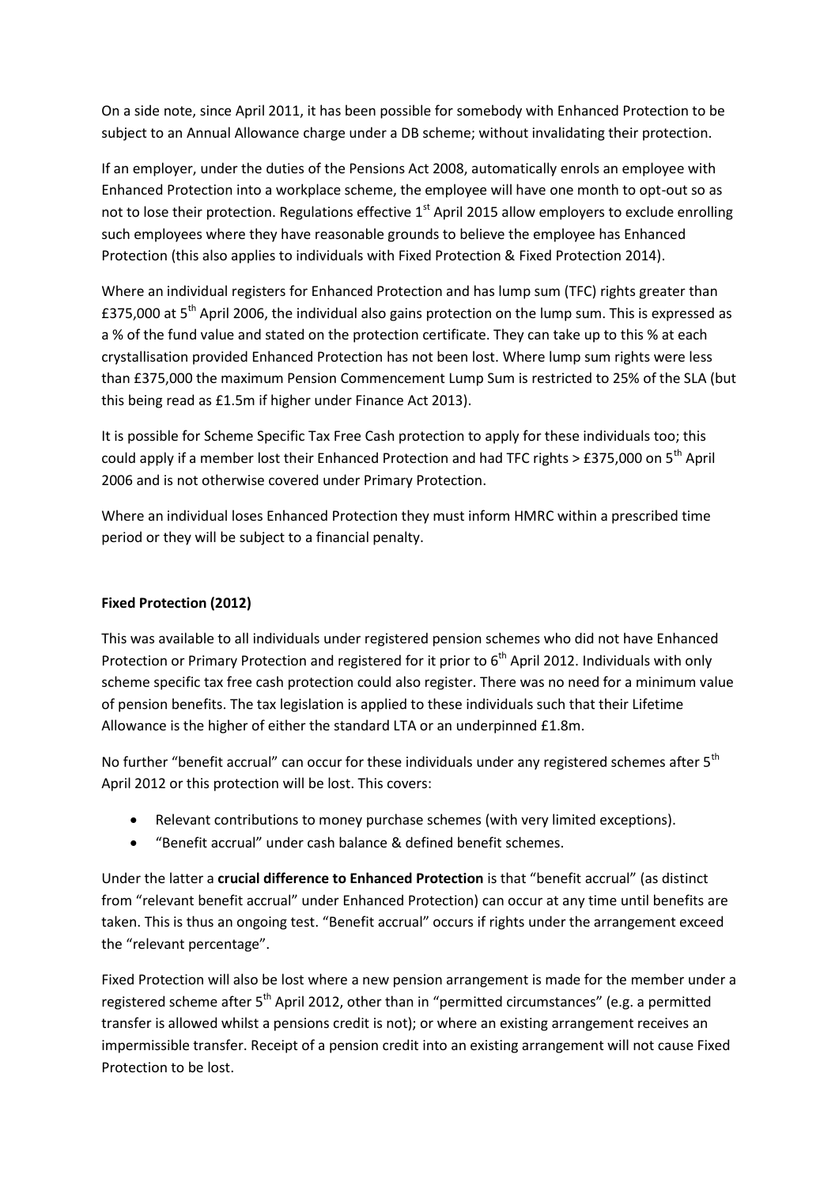On a side note, since April 2011, it has been possible for somebody with Enhanced Protection to be subject to an Annual Allowance charge under a DB scheme; without invalidating their protection.

If an employer, under the duties of the Pensions Act 2008, automatically enrols an employee with Enhanced Protection into a workplace scheme, the employee will have one month to opt-out so as not to lose their protection. Regulations effective 1st April 2015 allow employers to exclude enrolling such employees where they have reasonable grounds to believe the employee has Enhanced Protection (this also applies to individuals with Fixed Protection & Fixed Protection 2014).

Where an individual registers for Enhanced Protection and has lump sum (TFC) rights greater than £375,000 at 5th April 2006, the individual also gains protection on the lump sum. This is expressed as a % of the fund value and stated on the protection certificate. They can take up to this % at each crystallisation provided Enhanced Protection has not been lost. Where lump sum rights were less than £375,000 the maximum Pension Commencement Lump Sum is restricted to 25% of the SLA (but this being read as £1.5m if higher under Finance Act 2013).

It is possible for Scheme Specific Tax Free Cash protection to apply for these individuals too; this could apply if a member lost their Enhanced Protection and had TFC rights > £375,000 on 5th April 2006 and is not otherwise covered under Primary Protection.

Where an individual loses Enhanced Protection they must inform HMRC within a prescribed time period or they will be subject to a financial penalty.

**Fixed Protection (2012)**

This was available to all individuals under registered pension schemes who did not have Enhanced Protection or Primary Protection and registered for it prior to 6th April 2012. Individuals with only scheme specific tax free cash protection could also register. There was no need for a minimum value of pension benefits. The tax legislation is applied to these individuals such that their Lifetime Allowance is the higher of either the standard LTA or an underpinned £1.8m.

No further "benefit accrual" can occur for these individuals under any registered schemes after 5th April 2012 or this protection will be lost. This covers:

- Relevant contributions to money purchase schemes (with very limited exceptions).
- "Benefit accrual" under cash balance & defined benefit schemes.

Under the latter a **crucial difference to Enhanced Protection** is that "benefit accrual" (as distinct from "relevant benefit accrual" under Enhanced Protection) can occur at any time until benefits are taken. This is thus an ongoing test. "Benefit accrual" occurs if rights under the arrangement exceed the "relevant percentage".

Fixed Protection will also be lost where a new pension arrangement is made for the member under a registered scheme after 5th April 2012, other than in "permitted circumstances" (e.g. a permitted transfer is allowed whilst a pensions credit is not); or where an existing arrangement receives an impermissible transfer. Receipt of a pension credit into an existing arrangement will not cause Fixed Protection to be lost.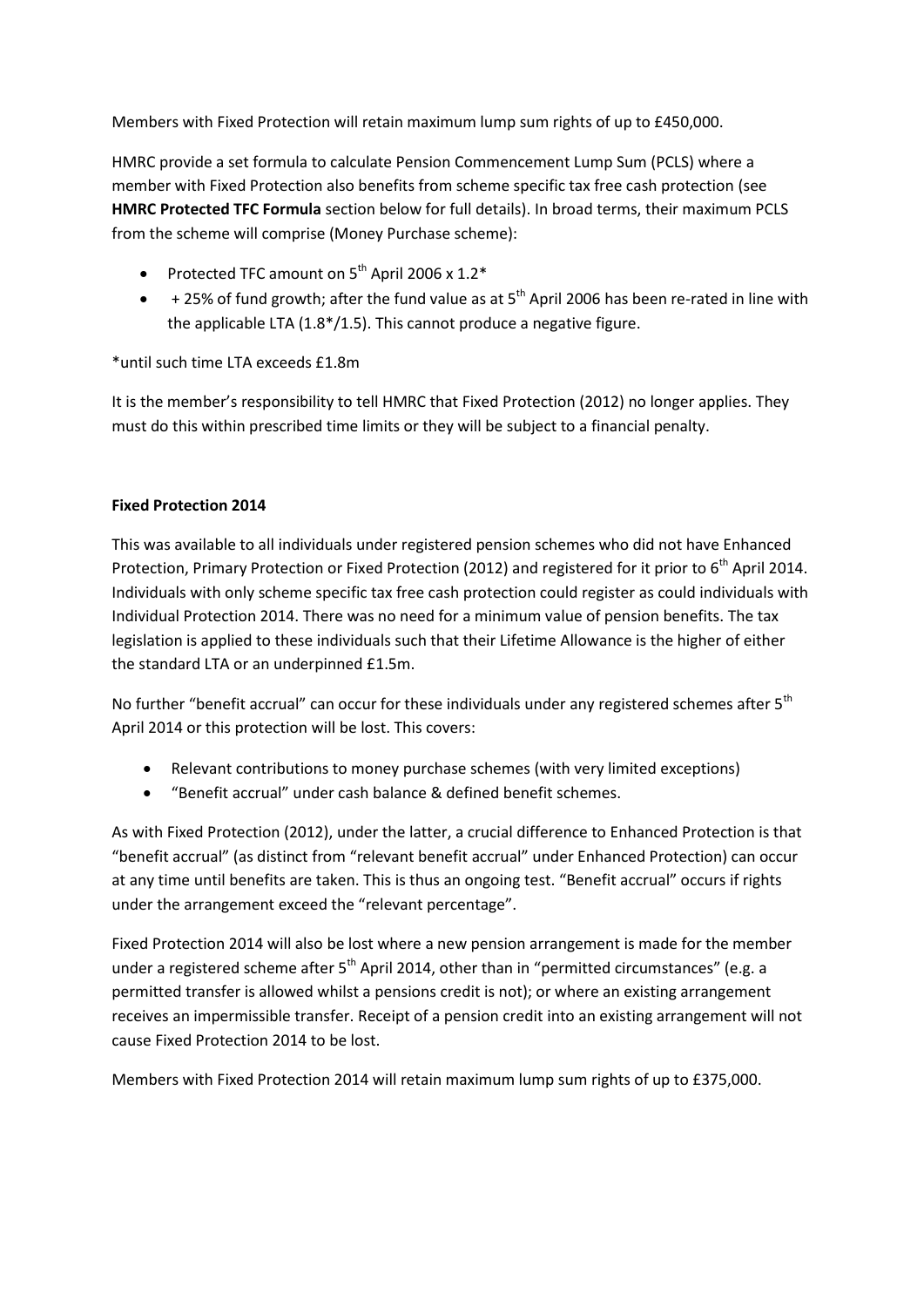Members with Fixed Protection will retain maximum lump sum rights of up to £450,000.

HMRC provide a set formula to calculate Pension Commencement Lump Sum (PCLS) where a member with Fixed Protection also benefits from scheme specific tax free cash protection (see **HMRC Protected TFC Formula** section below for full details). In broad terms, their maximum PCLS from the scheme will comprise (Money Purchase scheme):

- Protected TFC amount on 5th April 2006 x 1.2*
- + 25% of fund growth; after the fund value as at 5th April 2006 has been re-rated in line with the applicable LTA (1.8*/1.5). This cannot produce a negative figure.

*until such time LTA exceeds £1.8m

It is the member's responsibility to tell HMRC that Fixed Protection (2012) no longer applies. They must do this within prescribed time limits or they will be subject to a financial penalty.

**Fixed Protection 2014**

This was available to all individuals under registered pension schemes who did not have Enhanced Protection, Primary Protection or Fixed Protection (2012) and registered for it prior to 6th April 2014. Individuals with only scheme specific tax free cash protection could register as could individuals with Individual Protection 2014. There was no need for a minimum value of pension benefits. The tax legislation is applied to these individuals such that their Lifetime Allowance is the higher of either the standard LTA or an underpinned £1.5m.

No further "benefit accrual" can occur for these individuals under any registered schemes after 5th April 2014 or this protection will be lost. This covers:

- Relevant contributions to money purchase schemes (with very limited exceptions)
- "Benefit accrual" under cash balance & defined benefit schemes.

As with Fixed Protection (2012), under the latter, a crucial difference to Enhanced Protection is that "benefit accrual" (as distinct from "relevant benefit accrual" under Enhanced Protection) can occur at any time until benefits are taken. This is thus an ongoing test. "Benefit accrual" occurs if rights under the arrangement exceed the "relevant percentage".

Fixed Protection 2014 will also be lost where a new pension arrangement is made for the member under a registered scheme after 5th April 2014, other than in "permitted circumstances" (e.g. a permitted transfer is allowed whilst a pensions credit is not); or where an existing arrangement receives an impermissible transfer. Receipt of a pension credit into an existing arrangement will not cause Fixed Protection 2014 to be lost.

Members with Fixed Protection 2014 will retain maximum lump sum rights of up to £375,000.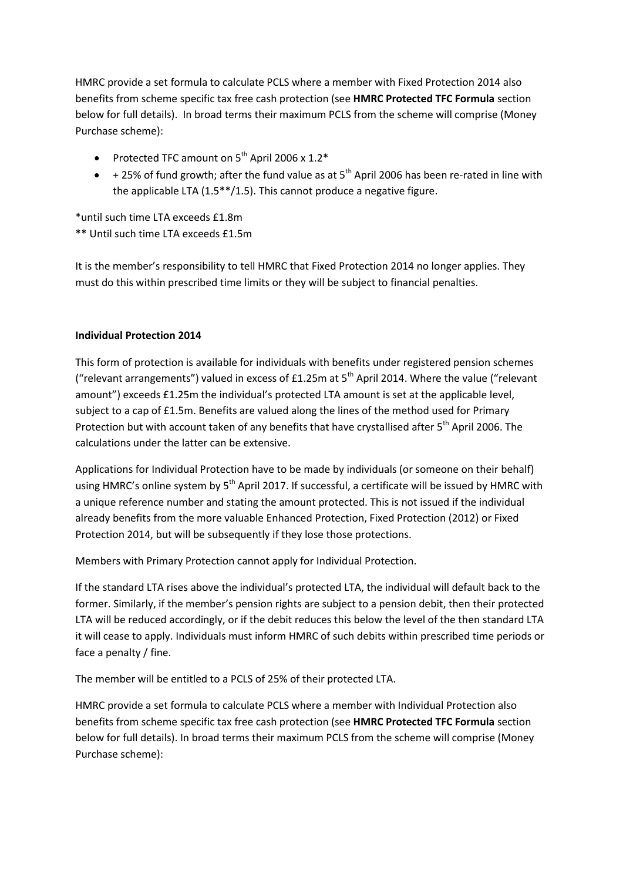HMRC provide a set formula to calculate PCLS where a member with Fixed Protection 2014 also benefits from scheme specific tax free cash protection (see **HMRC Protected TFC Formula** section below for full details). In broad terms their maximum PCLS from the scheme will comprise (Money Purchase scheme):

- Protected TFC amount on 5th April 2006 x 1.2*
- + 25% of fund growth; after the fund value as at 5th April 2006 has been re-rated in line with the applicable LTA (1.5**/1.5). This cannot produce a negative figure.

*until such time LTA exceeds £1.8m
** Until such time LTA exceeds £1.5m

It is the member's responsibility to tell HMRC that Fixed Protection 2014 no longer applies. They must do this within prescribed time limits or they will be subject to financial penalties.

**Individual Protection 2014**

This form of protection is available for individuals with benefits under registered pension schemes ("relevant arrangements") valued in excess of £1.25m at 5th April 2014. Where the value ("relevant amount") exceeds £1.25m the individual's protected LTA amount is set at the applicable level, subject to a cap of £1.5m. Benefits are valued along the lines of the method used for Primary Protection but with account taken of any benefits that have crystallised after 5th April 2006. The calculations under the latter can be extensive.

Applications for Individual Protection have to be made by individuals (or someone on their behalf) using HMRC's online system by 5th April 2017. If successful, a certificate will be issued by HMRC with a unique reference number and stating the amount protected. This is not issued if the individual already benefits from the more valuable Enhanced Protection, Fixed Protection (2012) or Fixed Protection 2014, but will be subsequently if they lose those protections.

Members with Primary Protection cannot apply for Individual Protection.

If the standard LTA rises above the individual's protected LTA, the individual will default back to the former. Similarly, if the member's pension rights are subject to a pension debit, then their protected LTA will be reduced accordingly, or if the debit reduces this below the level of the then standard LTA it will cease to apply. Individuals must inform HMRC of such debits within prescribed time periods or face a penalty / fine.

The member will be entitled to a PCLS of 25% of their protected LTA.

HMRC provide a set formula to calculate PCLS where a member with Individual Protection also benefits from scheme specific tax free cash protection (see **HMRC Protected TFC Formula** section below for full details). In broad terms their maximum PCLS from the scheme will comprise (Money Purchase scheme):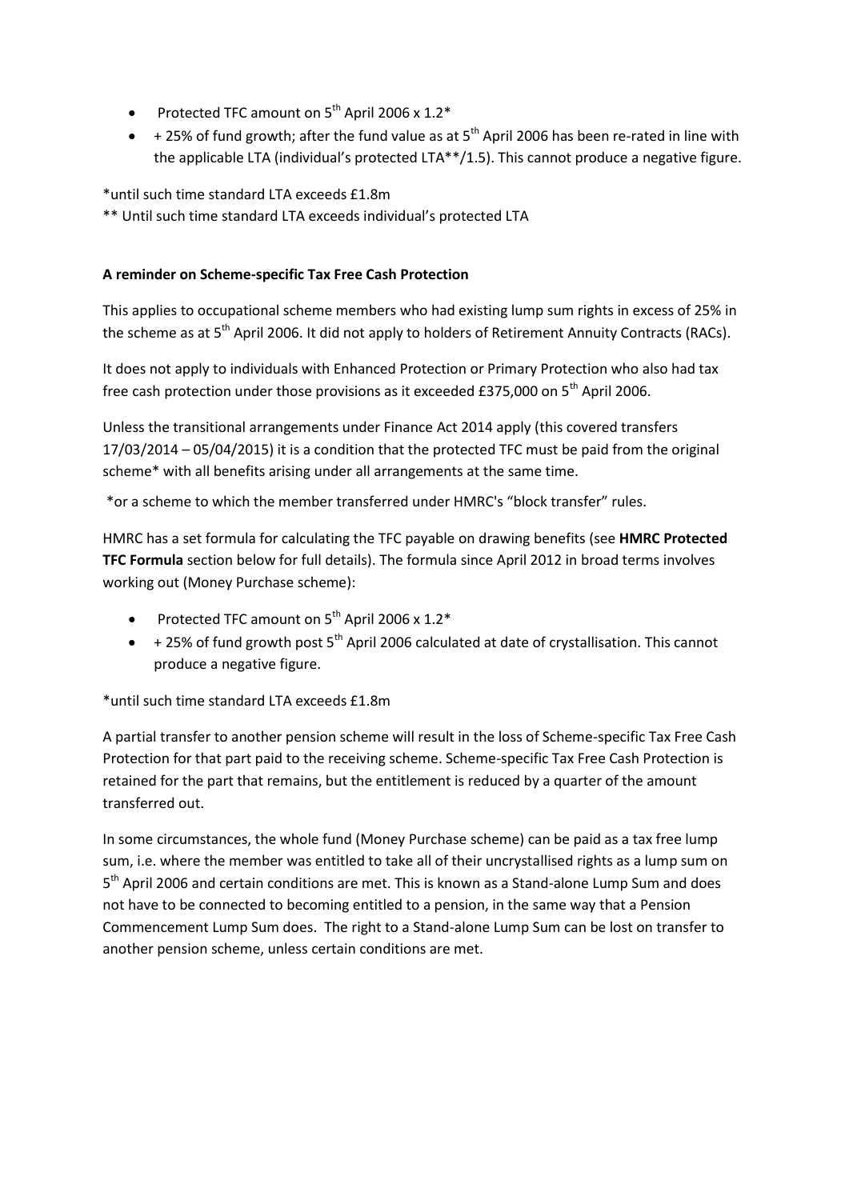- Protected TFC amount on 5th April 2006 x 1.2*
- + 25% of fund growth; after the fund value as at 5th April 2006 has been re-rated in line with the applicable LTA (individual's protected LTA**/1.5). This cannot produce a negative figure.

*until such time standard LTA exceeds £1.8m

** Until such time standard LTA exceeds individual's protected LTA

**A reminder on Scheme-specific Tax Free Cash Protection**

This applies to occupational scheme members who had existing lump sum rights in excess of 25% in the scheme as at 5th April 2006. It did not apply to holders of Retirement Annuity Contracts (RACs).

It does not apply to individuals with Enhanced Protection or Primary Protection who also had tax free cash protection under those provisions as it exceeded £375,000 on 5th April 2006.

Unless the transitional arrangements under Finance Act 2014 apply (this covered transfers 17/03/2014 – 05/04/2015) it is a condition that the protected TFC must be paid from the original scheme* with all benefits arising under all arrangements at the same time.

*or a scheme to which the member transferred under HMRC's "block transfer" rules.

HMRC has a set formula for calculating the TFC payable on drawing benefits (see **HMRC Protected TFC Formula** section below for full details). The formula since April 2012 in broad terms involves working out (Money Purchase scheme):

- Protected TFC amount on 5th April 2006 x 1.2*
- + 25% of fund growth post 5th April 2006 calculated at date of crystallisation. This cannot produce a negative figure.

*until such time standard LTA exceeds £1.8m

A partial transfer to another pension scheme will result in the loss of Scheme-specific Tax Free Cash Protection for that part paid to the receiving scheme. Scheme-specific Tax Free Cash Protection is retained for the part that remains, but the entitlement is reduced by a quarter of the amount transferred out.

In some circumstances, the whole fund (Money Purchase scheme) can be paid as a tax free lump sum, i.e. where the member was entitled to take all of their uncrystallised rights as a lump sum on 5th April 2006 and certain conditions are met. This is known as a Stand-alone Lump Sum and does not have to be connected to becoming entitled to a pension, in the same way that a Pension Commencement Lump Sum does. The right to a Stand-alone Lump Sum can be lost on transfer to another pension scheme, unless certain conditions are met.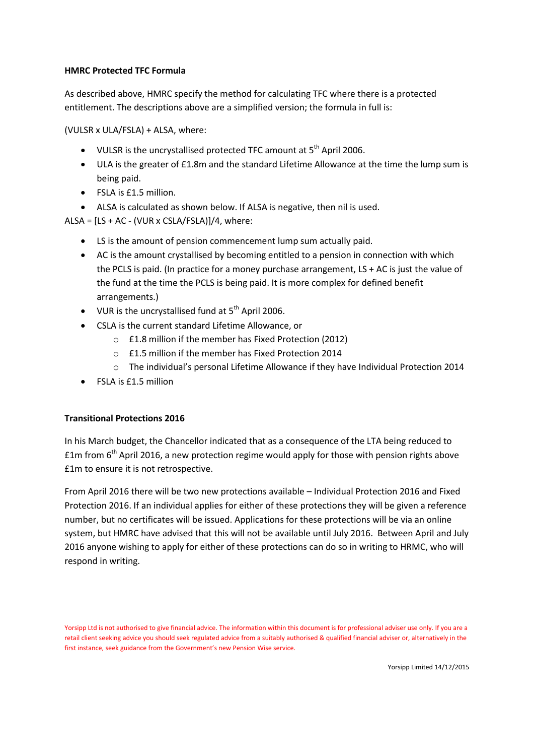**HMRC Protected TFC Formula**

As described above, HMRC specify the method for calculating TFC where there is a protected entitlement. The descriptions above are a simplified version; the formula in full is:

(VULSR x ULA/FSLA) + ALSA, where:

- VULSR is the uncrystallised protected TFC amount at 5th April 2006.
- ULA is the greater of £1.8m and the standard Lifetime Allowance at the time the lump sum is being paid.
- FSLA is £1.5 million.
- ALSA is calculated as shown below. If ALSA is negative, then nil is used.

ALSA = [LS + AC - (VUR x CSLA/FSLA)]/4, where:

- LS is the amount of pension commencement lump sum actually paid.
- AC is the amount crystallised by becoming entitled to a pension in connection with which the PCLS is paid. (In practice for a money purchase arrangement, LS + AC is just the value of the fund at the time the PCLS is being paid. It is more complex for defined benefit arrangements.)
- VUR is the uncrystallised fund at 5th April 2006.
- CSLA is the current standard Lifetime Allowance, or
    - £1.8 million if the member has Fixed Protection (2012)
    - £1.5 million if the member has Fixed Protection 2014
    - The individual's personal Lifetime Allowance if they have Individual Protection 2014
- FSLA is £1.5 million

**Transitional Protections 2016**

In his March budget, the Chancellor indicated that as a consequence of the LTA being reduced to £1m from 6th April 2016, a new protection regime would apply for those with pension rights above £1m to ensure it is not retrospective.

From April 2016 there will be two new protections available – Individual Protection 2016 and Fixed Protection 2016. If an individual applies for either of these protections they will be given a reference number, but no certificates will be issued. Applications for these protections will be via an online system, but HMRC have advised that this will not be available until July 2016. Between April and July 2016 anyone wishing to apply for either of these protections can do so in writing to HRMC, who will respond in writing.

Yorsipp Ltd is not authorised to give financial advice. The information within this document is for professional adviser use only. If you are a retail client seeking advice you should seek regulated advice from a suitably authorised & qualified financial adviser or, alternatively in the first instance, seek guidance from the Government's new Pension Wise service.

Yorsipp Limited 14/12/2015